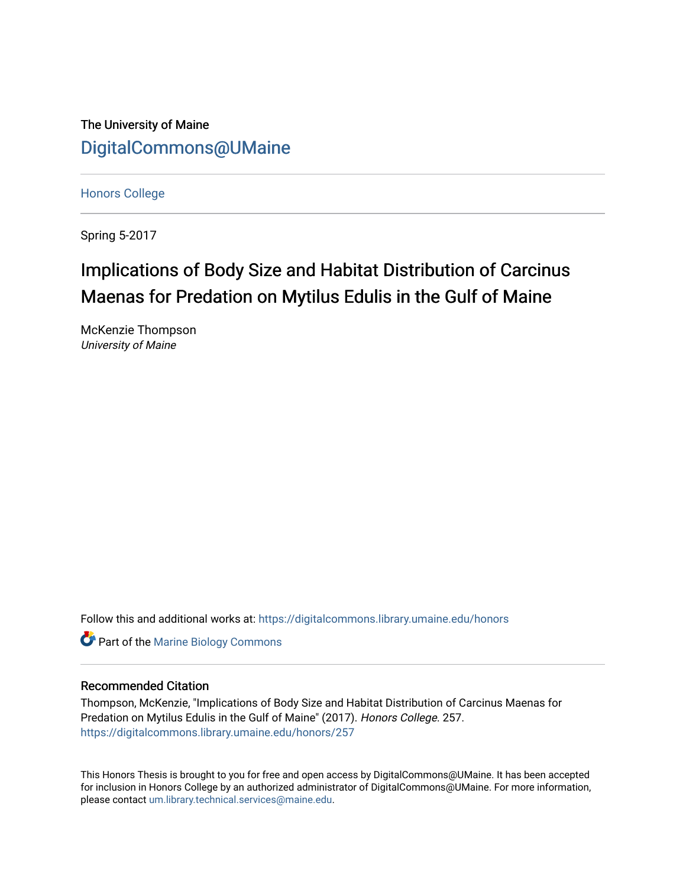The University of Maine

DigitalCommons@UMaine

Honors College

Spring 5-2017

# Implications of Body Size and Habitat Distribution of Carcinus Maenas for Predation on Mytilus Edulis in the Gulf of Maine

McKenzie Thompson
*University of Maine*

Follow this and additional works at: https://digitalcommons.library.umaine.edu/honors

Part of the Marine Biology Commons

### Recommended Citation

Thompson, McKenzie, "Implications of Body Size and Habitat Distribution of Carcinus Maenas for Predation on Mytilus Edulis in the Gulf of Maine" (2017). *Honors College*. 257.
https://digitalcommons.library.umaine.edu/honors/257

This Honors Thesis is brought to you for free and open access by DigitalCommons@UMaine. It has been accepted for inclusion in Honors College by an authorized administrator of DigitalCommons@UMaine. For more information, please contact um.library.technical.services@maine.edu.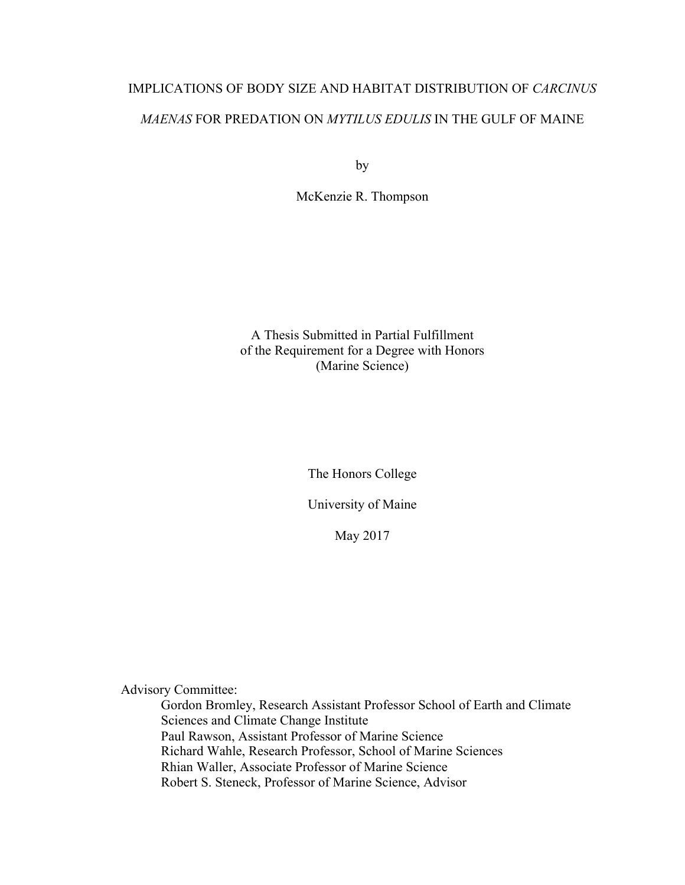# IMPLICATIONS OF BODY SIZE AND HABITAT DISTRIBUTION OF *CARCINUS MAENAS* FOR PREDATION ON *MYTILUS EDULIS* IN THE GULF OF MAINE

by

McKenzie R. Thompson

A Thesis Submitted in Partial Fulfillment
of the Requirement for a Degree with Honors
(Marine Science)

The Honors College

University of Maine

May 2017

Advisory Committee:

Gordon Bromley, Research Assistant Professor School of Earth and Climate Sciences and Climate Change Institute
Paul Rawson, Assistant Professor of Marine Science
Richard Wahle, Research Professor, School of Marine Sciences
Rhian Waller, Associate Professor of Marine Science
Robert S. Steneck, Professor of Marine Science, Advisor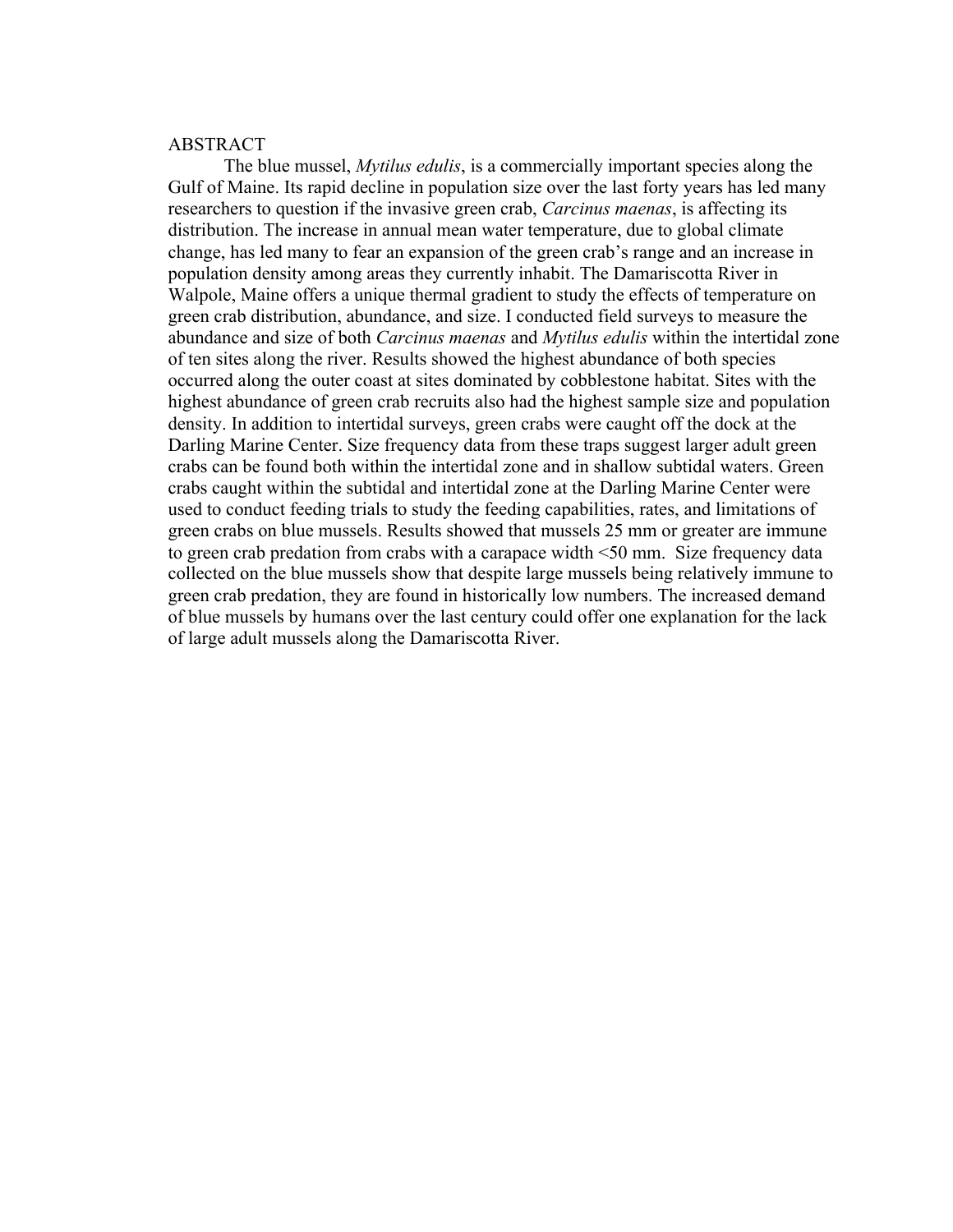# ABSTRACT

The blue mussel, *Mytilus edulis*, is a commercially important species along the Gulf of Maine. Its rapid decline in population size over the last forty years has led many researchers to question if the invasive green crab, *Carcinus maenas*, is affecting its distribution. The increase in annual mean water temperature, due to global climate change, has led many to fear an expansion of the green crab's range and an increase in population density among areas they currently inhabit. The Damariscotta River in Walpole, Maine offers a unique thermal gradient to study the effects of temperature on green crab distribution, abundance, and size. I conducted field surveys to measure the abundance and size of both *Carcinus maenas* and *Mytilus edulis* within the intertidal zone of ten sites along the river. Results showed the highest abundance of both species occurred along the outer coast at sites dominated by cobblestone habitat. Sites with the highest abundance of green crab recruits also had the highest sample size and population density. In addition to intertidal surveys, green crabs were caught off the dock at the Darling Marine Center. Size frequency data from these traps suggest larger adult green crabs can be found both within the intertidal zone and in shallow subtidal waters. Green crabs caught within the subtidal and intertidal zone at the Darling Marine Center were used to conduct feeding trials to study the feeding capabilities, rates, and limitations of green crabs on blue mussels. Results showed that mussels 25 mm or greater are immune to green crab predation from crabs with a carapace width <50 mm. Size frequency data collected on the blue mussels show that despite large mussels being relatively immune to green crab predation, they are found in historically low numbers. The increased demand of blue mussels by humans over the last century could offer one explanation for the lack of large adult mussels along the Damariscotta River.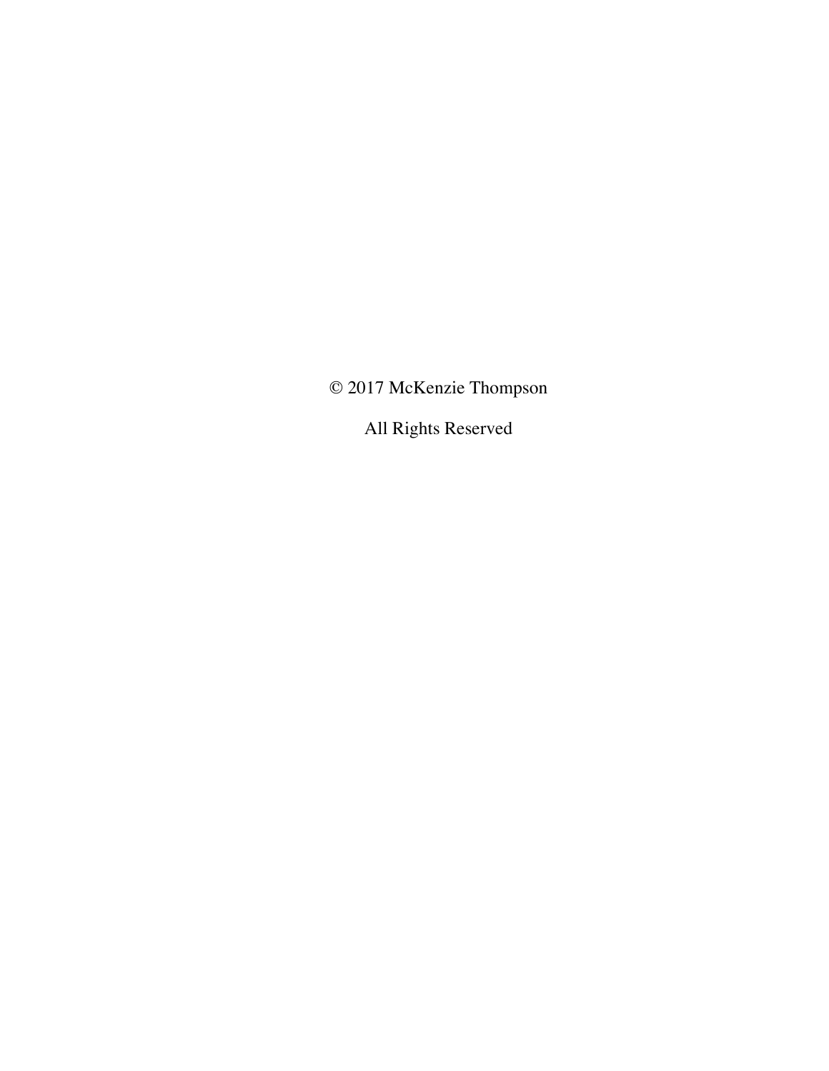© 2017 McKenzie Thompson

All Rights Reserved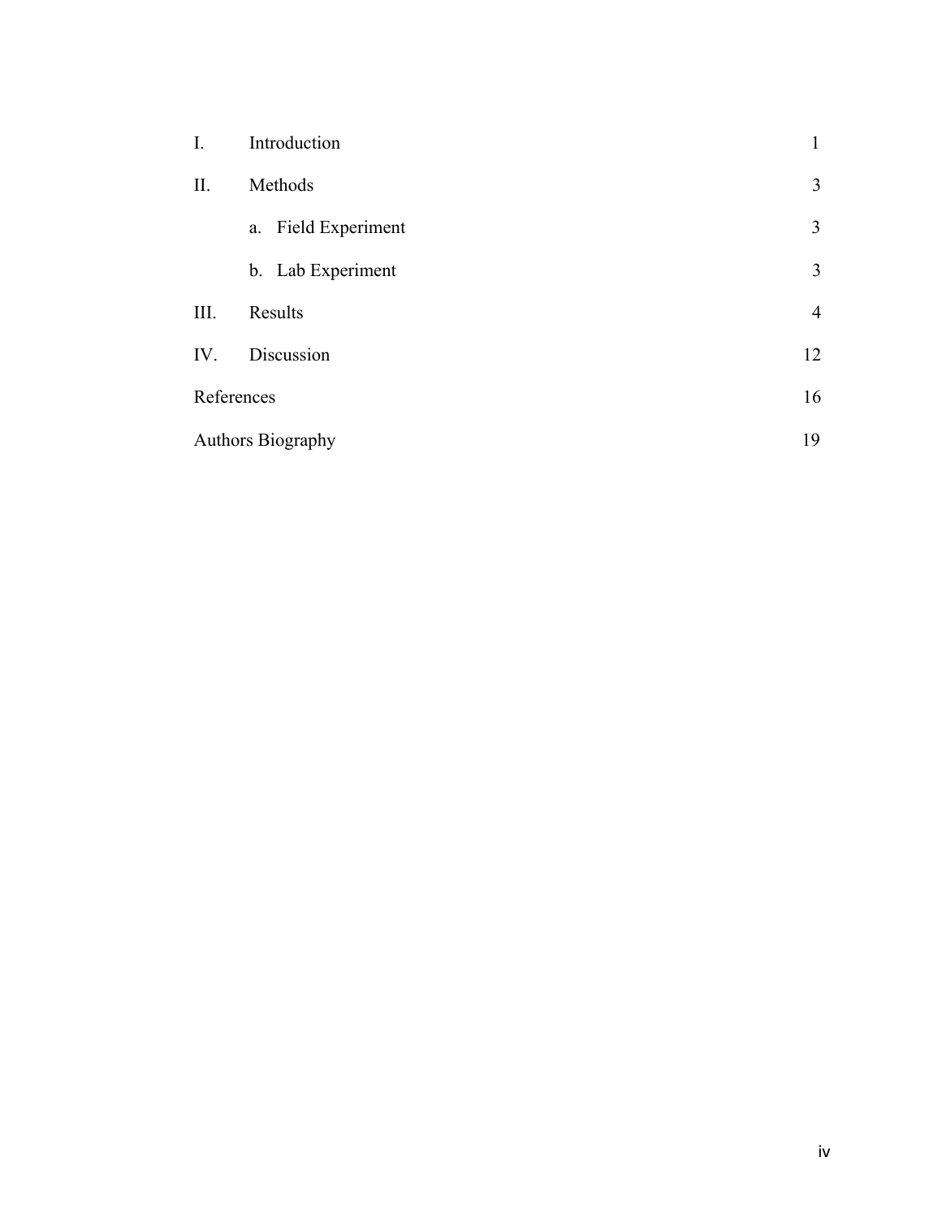| | | |
|---|---|---|
| I. | Introduction | 1 |
| II. | Methods | 3 |
| | a. Field Experiment | 3 |
| | b. Lab Experiment | 3 |
| III. | Results | 4 |
| IV. | Discussion | 12 |
| References | | 16 |
| Authors Biography | | 19 |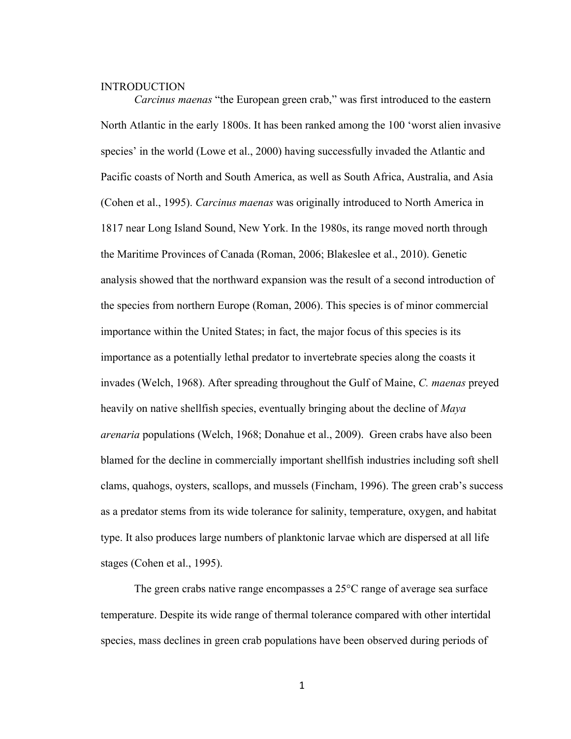# INTRODUCTION

*Carcinus maenas* "the European green crab," was first introduced to the eastern North Atlantic in the early 1800s. It has been ranked among the 100 'worst alien invasive species' in the world (Lowe et al., 2000) having successfully invaded the Atlantic and Pacific coasts of North and South America, as well as South Africa, Australia, and Asia (Cohen et al., 1995). *Carcinus maenas* was originally introduced to North America in 1817 near Long Island Sound, New York. In the 1980s, its range moved north through the Maritime Provinces of Canada (Roman, 2006; Blakeslee et al., 2010). Genetic analysis showed that the northward expansion was the result of a second introduction of the species from northern Europe (Roman, 2006). This species is of minor commercial importance within the United States; in fact, the major focus of this species is its importance as a potentially lethal predator to invertebrate species along the coasts it invades (Welch, 1968). After spreading throughout the Gulf of Maine, *C. maenas* preyed heavily on native shellfish species, eventually bringing about the decline of *Maya arenaria* populations (Welch, 1968; Donahue et al., 2009). Green crabs have also been blamed for the decline in commercially important shellfish industries including soft shell clams, quahogs, oysters, scallops, and mussels (Fincham, 1996). The green crab's success as a predator stems from its wide tolerance for salinity, temperature, oxygen, and habitat type. It also produces large numbers of planktonic larvae which are dispersed at all life stages (Cohen et al., 1995).

The green crabs native range encompasses a 25°C range of average sea surface temperature. Despite its wide range of thermal tolerance compared with other intertidal species, mass declines in green crab populations have been observed during periods of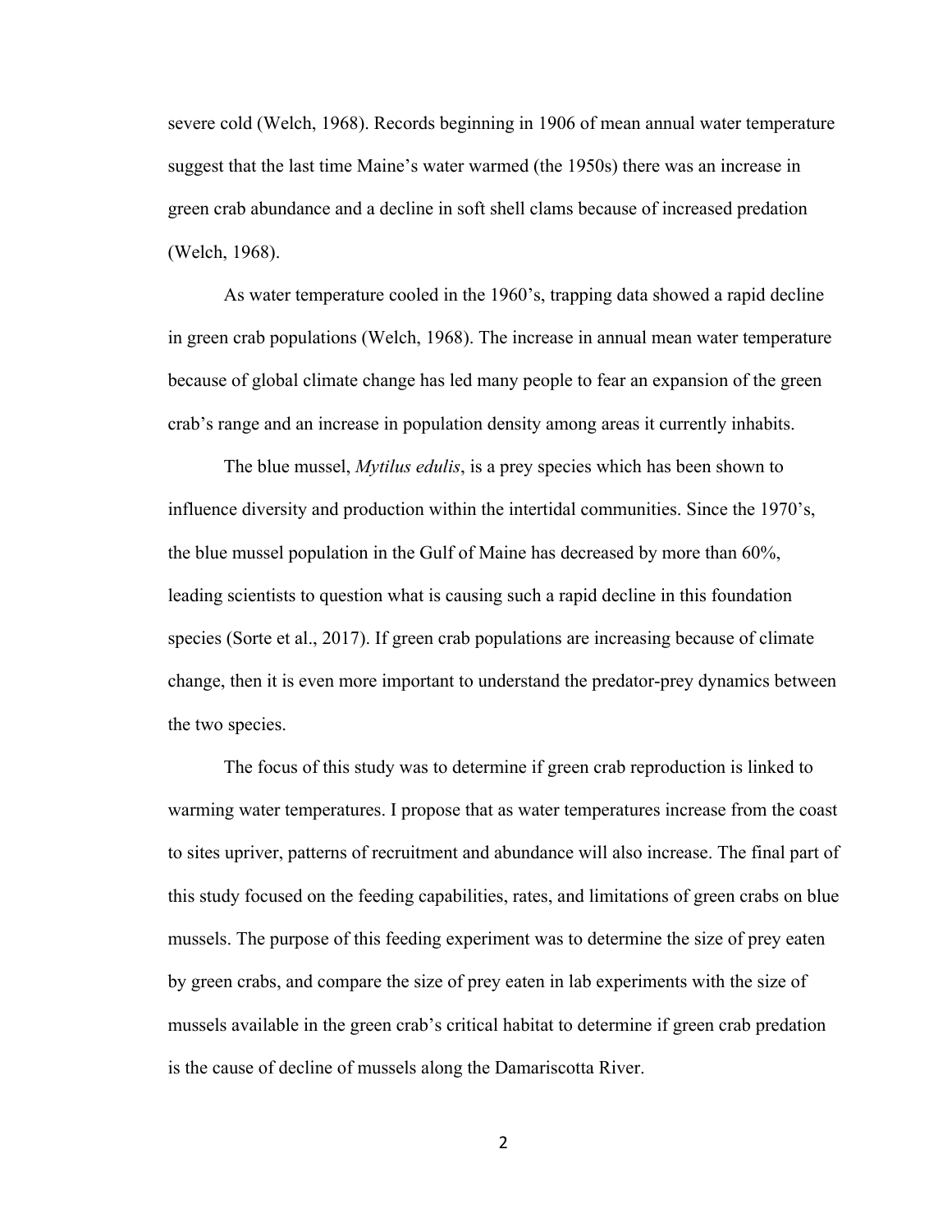severe cold (Welch, 1968). Records beginning in 1906 of mean annual water temperature suggest that the last time Maine's water warmed (the 1950s) there was an increase in green crab abundance and a decline in soft shell clams because of increased predation (Welch, 1968).

As water temperature cooled in the 1960's, trapping data showed a rapid decline in green crab populations (Welch, 1968). The increase in annual mean water temperature because of global climate change has led many people to fear an expansion of the green crab's range and an increase in population density among areas it currently inhabits.

The blue mussel, *Mytilus edulis*, is a prey species which has been shown to influence diversity and production within the intertidal communities. Since the 1970's, the blue mussel population in the Gulf of Maine has decreased by more than 60%, leading scientists to question what is causing such a rapid decline in this foundation species (Sorte et al., 2017). If green crab populations are increasing because of climate change, then it is even more important to understand the predator-prey dynamics between the two species.

The focus of this study was to determine if green crab reproduction is linked to warming water temperatures. I propose that as water temperatures increase from the coast to sites upriver, patterns of recruitment and abundance will also increase. The final part of this study focused on the feeding capabilities, rates, and limitations of green crabs on blue mussels. The purpose of this feeding experiment was to determine the size of prey eaten by green crabs, and compare the size of prey eaten in lab experiments with the size of mussels available in the green crab's critical habitat to determine if green crab predation is the cause of decline of mussels along the Damariscotta River.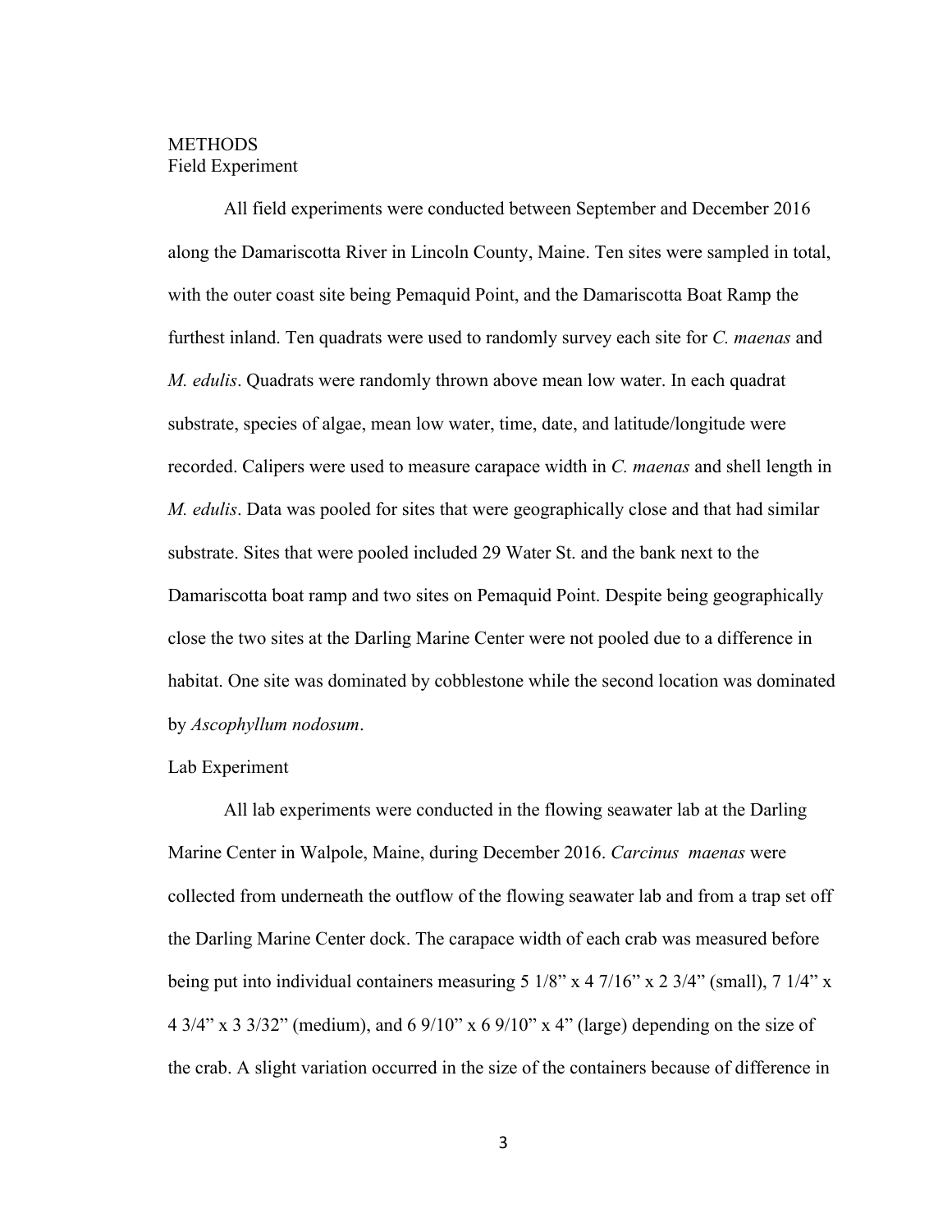## METHODS

### Field Experiment

All field experiments were conducted between September and December 2016 along the Damariscotta River in Lincoln County, Maine. Ten sites were sampled in total, with the outer coast site being Pemaquid Point, and the Damariscotta Boat Ramp the furthest inland. Ten quadrats were used to randomly survey each site for *C. maenas* and *M. edulis*. Quadrats were randomly thrown above mean low water. In each quadrat substrate, species of algae, mean low water, time, date, and latitude/longitude were recorded. Calipers were used to measure carapace width in *C. maenas* and shell length in *M. edulis*. Data was pooled for sites that were geographically close and that had similar substrate. Sites that were pooled included 29 Water St. and the bank next to the Damariscotta boat ramp and two sites on Pemaquid Point. Despite being geographically close the two sites at the Darling Marine Center were not pooled due to a difference in habitat. One site was dominated by cobblestone while the second location was dominated by *Ascophyllum nodosum*.

### Lab Experiment

All lab experiments were conducted in the flowing seawater lab at the Darling Marine Center in Walpole, Maine, during December 2016. *Carcinus maenas* were collected from underneath the outflow of the flowing seawater lab and from a trap set off the Darling Marine Center dock. The carapace width of each crab was measured before being put into individual containers measuring 5 1/8" x 4 7/16" x 2 3/4" (small), 7 1/4" x 4 3/4" x 3 3/32" (medium), and 6 9/10" x 6 9/10" x 4" (large) depending on the size of the crab. A slight variation occurred in the size of the containers because of difference in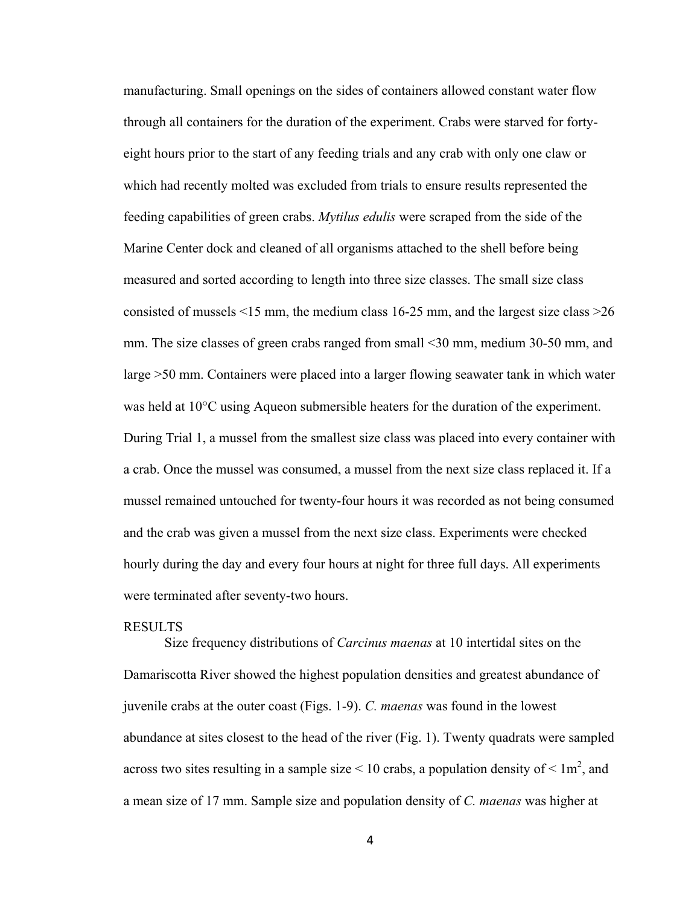manufacturing. Small openings on the sides of containers allowed constant water flow through all containers for the duration of the experiment. Crabs were starved for forty-eight hours prior to the start of any feeding trials and any crab with only one claw or which had recently molted was excluded from trials to ensure results represented the feeding capabilities of green crabs. *Mytilus edulis* were scraped from the side of the Marine Center dock and cleaned of all organisms attached to the shell before being measured and sorted according to length into three size classes. The small size class consisted of mussels <15 mm, the medium class 16-25 mm, and the largest size class >26 mm. The size classes of green crabs ranged from small <30 mm, medium 30-50 mm, and large >50 mm. Containers were placed into a larger flowing seawater tank in which water was held at 10°C using Aqueon submersible heaters for the duration of the experiment. During Trial 1, a mussel from the smallest size class was placed into every container with a crab. Once the mussel was consumed, a mussel from the next size class replaced it. If a mussel remained untouched for twenty-four hours it was recorded as not being consumed and the crab was given a mussel from the next size class. Experiments were checked hourly during the day and every four hours at night for three full days. All experiments were terminated after seventy-two hours.

## RESULTS

Size frequency distributions of *Carcinus maenas* at 10 intertidal sites on the Damariscotta River showed the highest population densities and greatest abundance of juvenile crabs at the outer coast (Figs. 1-9). *C. maenas* was found in the lowest abundance at sites closest to the head of the river (Fig. 1). Twenty quadrats were sampled across two sites resulting in a sample size < 10 crabs, a population density of < 1m$^2$, and a mean size of 17 mm. Sample size and population density of *C. maenas* was higher at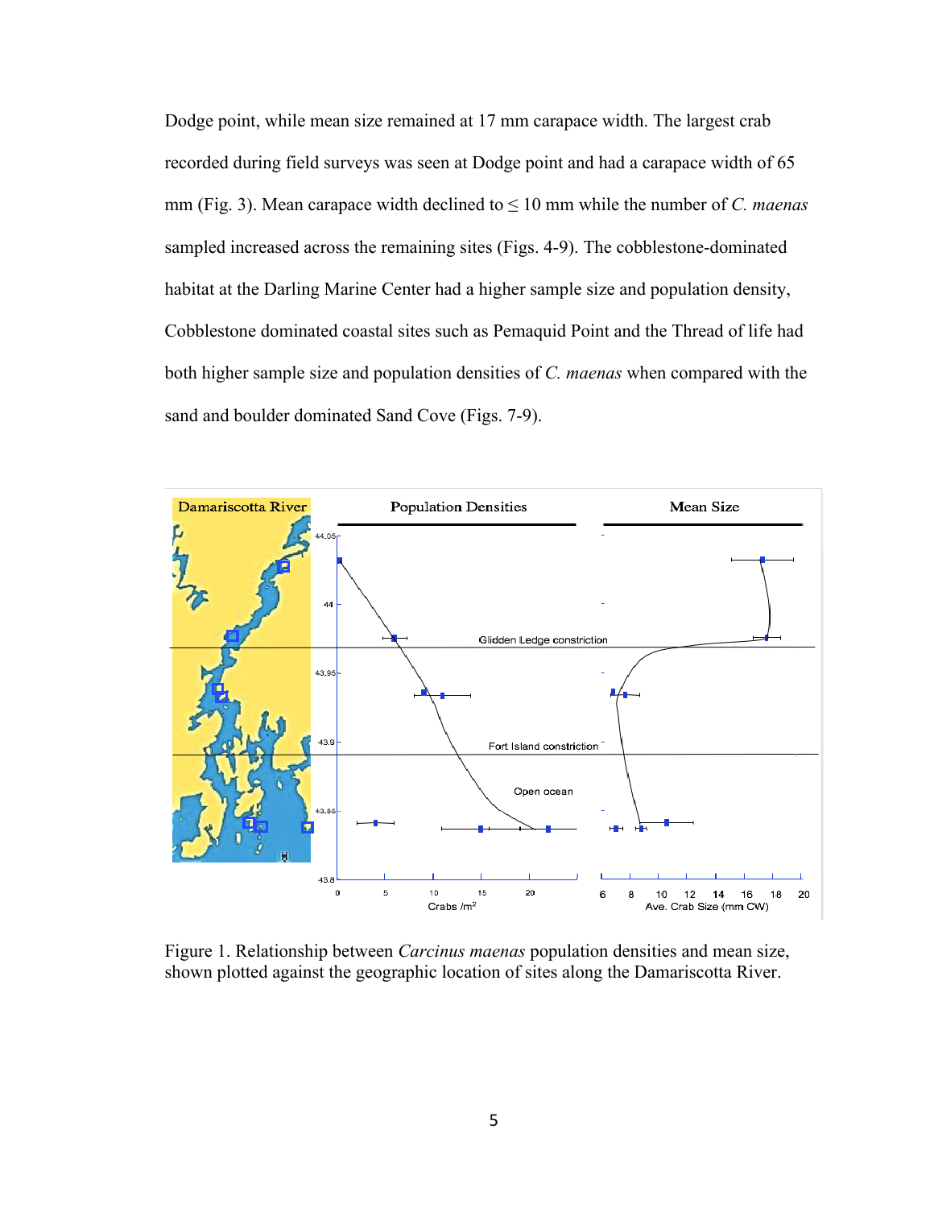Dodge point, while mean size remained at 17 mm carapace width. The largest crab recorded during field surveys was seen at Dodge point and had a carapace width of 65 mm (Fig. 3). Mean carapace width declined to ≤ 10 mm while the number of *C. maenas* sampled increased across the remaining sites (Figs. 4-9). The cobblestone-dominated habitat at the Darling Marine Center had a higher sample size and population density, Cobblestone dominated coastal sites such as Pemaquid Point and the Thread of life had both higher sample size and population densities of *C. maenas* when compared with the sand and boulder dominated Sand Cove (Figs. 7-9).

Figure 1. Relationship between *Carcinus maenas* population densities and mean size, shown plotted against the geographic location of sites along the Damariscotta River.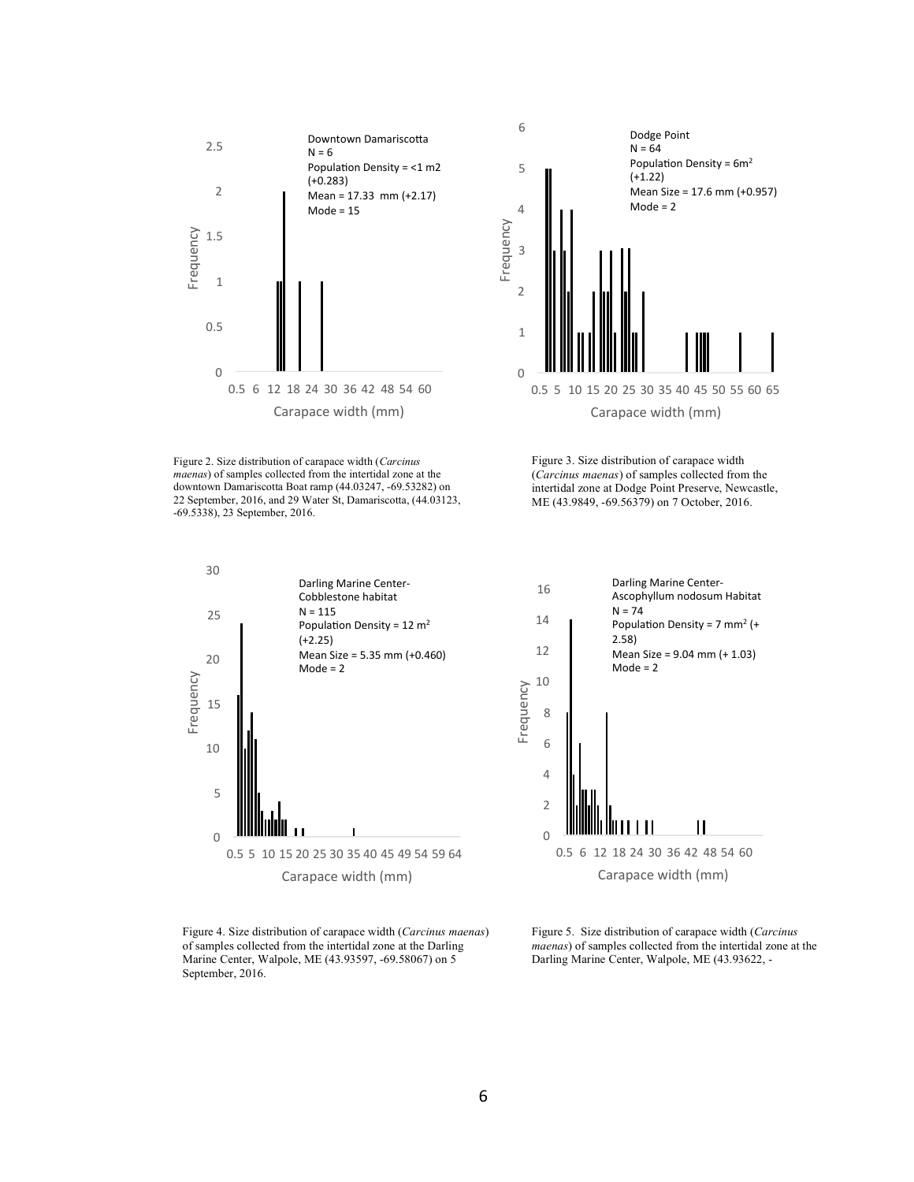Downtown Damariscotta
N = 6
Population Density = <1 m2 (+0.283)
Mean = 17.33 mm (+2.17)
Mode = 15

Figure 2. Size distribution of carapace width (*Carcinus maenas*) of samples collected from the intertidal zone at the downtown Damariscotta Boat ramp (44.03247, -69.53282) on 22 September, 2016, and 29 Water St, Damariscotta, (44.03123, -69.5338), 23 September, 2016.

Dodge Point
N = 64
Population Density = 6m$^2$ (+1.22)
Mean Size = 17.6 mm (+0.957)
Mode = 2

Figure 3. Size distribution of carapace width (*Carcinus maenas*) of samples collected from the intertidal zone at Dodge Point Preserve, Newcastle, ME (43.9849, -69.56379) on 7 October, 2016.

Darling Marine Center-Cobblestone habitat
N = 115
Population Density = 12 m$^2$ (+2.25)
Mean Size = 5.35 mm (+0.460)
Mode = 2

Figure 4. Size distribution of carapace width (*Carcinus maenas*) of samples collected from the intertidal zone at the Darling Marine Center, Walpole, ME (43.93597, -69.58067) on 5 September, 2016.

Darling Marine Center-Ascophyllum nodosum Habitat
N = 74
Population Density = 7 mm$^2$ (+ 2.58)
Mean Size = 9.04 mm (+ 1.03)
Mode = 2

Figure 5. Size distribution of carapace width (*Carcinus maenas*) of samples collected from the intertidal zone at the Darling Marine Center, Walpole, ME (43.93622, -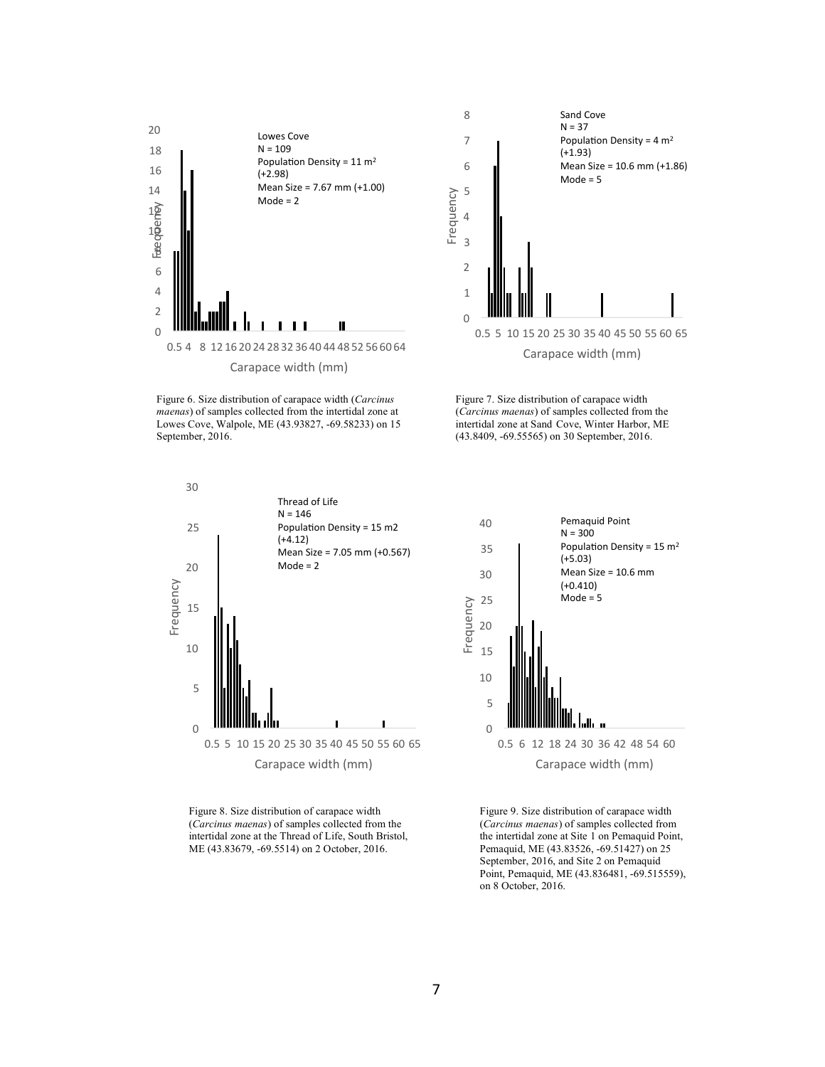Lowes Cove
N = 109
Population Density = 11 m$^2$ (+2.98)
Mean Size = 7.67 mm (+1.00)
Mode = 2

Figure 6. Size distribution of carapace width (*Carcinus maenas*) of samples collected from the intertidal zone at Lowes Cove, Walpole, ME (43.93827, -69.58233) on 15 September, 2016.

Sand Cove
N = 37
Population Density = 4 m$^2$ (+1.93)
Mean Size = 10.6 mm (+1.86)
Mode = 5

Figure 7. Size distribution of carapace width (*Carcinus maenas*) of samples collected from the intertidal zone at Sand Cove, Winter Harbor, ME (43.8409, -69.55565) on 30 September, 2016.

Thread of Life
N = 146
Population Density = 15 m2 (+4.12)
Mean Size = 7.05 mm (+0.567)
Mode = 2

Figure 8. Size distribution of carapace width (*Carcinus maenas*) of samples collected from the intertidal zone at the Thread of Life, South Bristol, ME (43.83679, -69.5514) on 2 October, 2016.

Pemaquid Point
N = 300
Population Density = 15 m$^2$ (+5.03)
Mean Size = 10.6 mm (+0.410)
Mode = 5

Figure 9. Size distribution of carapace width (*Carcinus maenas*) of samples collected from the intertidal zone at Site 1 on Pemaquid Point, Pemaquid, ME (43.83526, -69.51427) on 25 September, 2016, and Site 2 on Pemaquid Point, Pemaquid, ME (43.836481, -69.515559), on 8 October, 2016.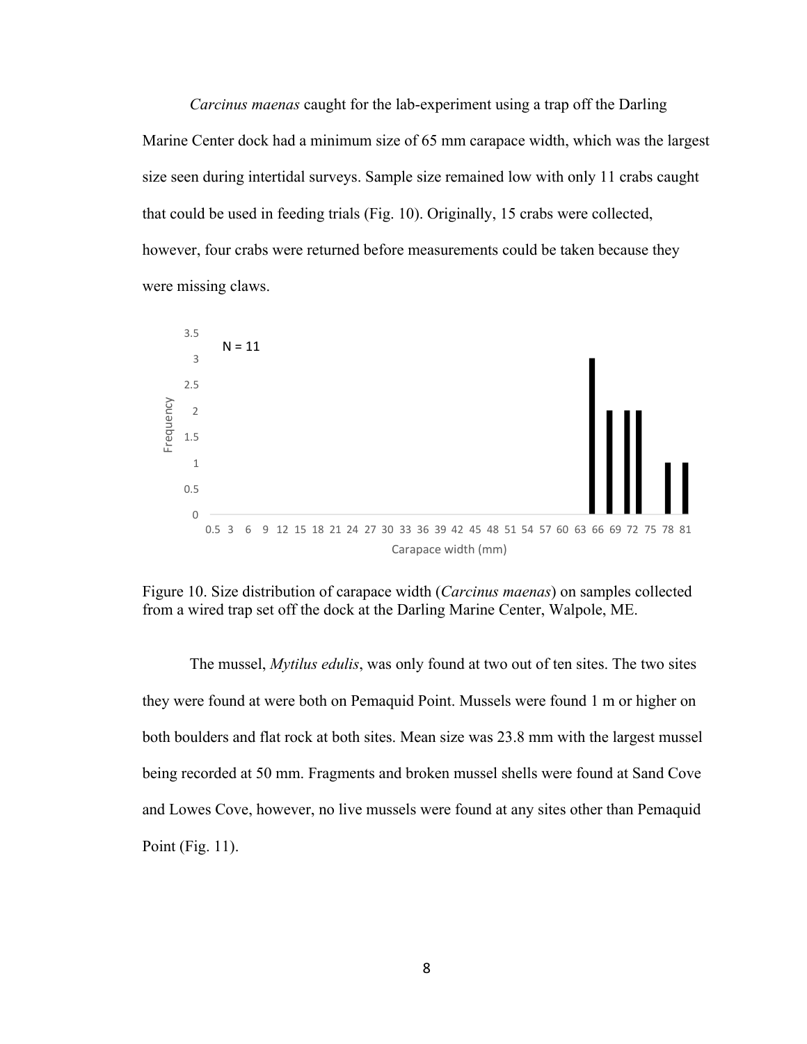*Carcinus maenas* caught for the lab-experiment using a trap off the Darling Marine Center dock had a minimum size of 65 mm carapace width, which was the largest size seen during intertidal surveys. Sample size remained low with only 11 crabs caught that could be used in feeding trials (Fig. 10). Originally, 15 crabs were collected, however, four crabs were returned before measurements could be taken because they were missing claws.

Figure 10. Size distribution of carapace width (*Carcinus maenas*) on samples collected from a wired trap set off the dock at the Darling Marine Center, Walpole, ME.

The mussel, *Mytilus edulis*, was only found at two out of ten sites. The two sites they were found at were both on Pemaquid Point. Mussels were found 1 m or higher on both boulders and flat rock at both sites. Mean size was 23.8 mm with the largest mussel being recorded at 50 mm. Fragments and broken mussel shells were found at Sand Cove and Lowes Cove, however, no live mussels were found at any sites other than Pemaquid Point (Fig. 11).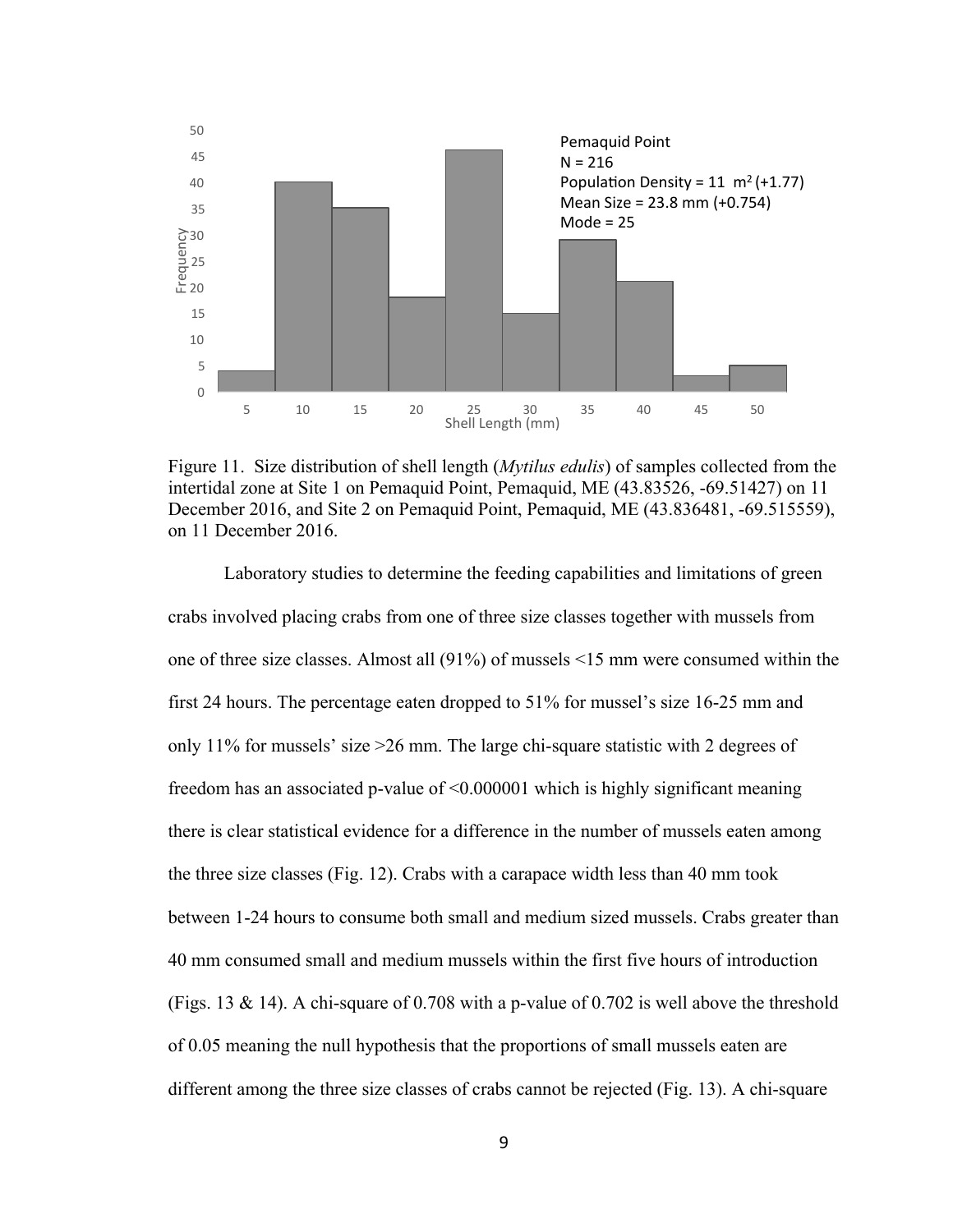Figure 11. Size distribution of shell length (*Mytilus edulis*) of samples collected from the intertidal zone at Site 1 on Pemaquid Point, Pemaquid, ME (43.83526, -69.51427) on 11 December 2016, and Site 2 on Pemaquid Point, Pemaquid, ME (43.836481, -69.515559), on 11 December 2016.

Laboratory studies to determine the feeding capabilities and limitations of green crabs involved placing crabs from one of three size classes together with mussels from one of three size classes. Almost all (91%) of mussels <15 mm were consumed within the first 24 hours. The percentage eaten dropped to 51% for mussel's size 16-25 mm and only 11% for mussels' size >26 mm. The large chi-square statistic with 2 degrees of freedom has an associated p-value of <0.000001 which is highly significant meaning there is clear statistical evidence for a difference in the number of mussels eaten among the three size classes (Fig. 12). Crabs with a carapace width less than 40 mm took between 1-24 hours to consume both small and medium sized mussels. Crabs greater than 40 mm consumed small and medium mussels within the first five hours of introduction (Figs. 13 & 14). A chi-square of 0.708 with a p-value of 0.702 is well above the threshold of 0.05 meaning the null hypothesis that the proportions of small mussels eaten are different among the three size classes of crabs cannot be rejected (Fig. 13). A chi-square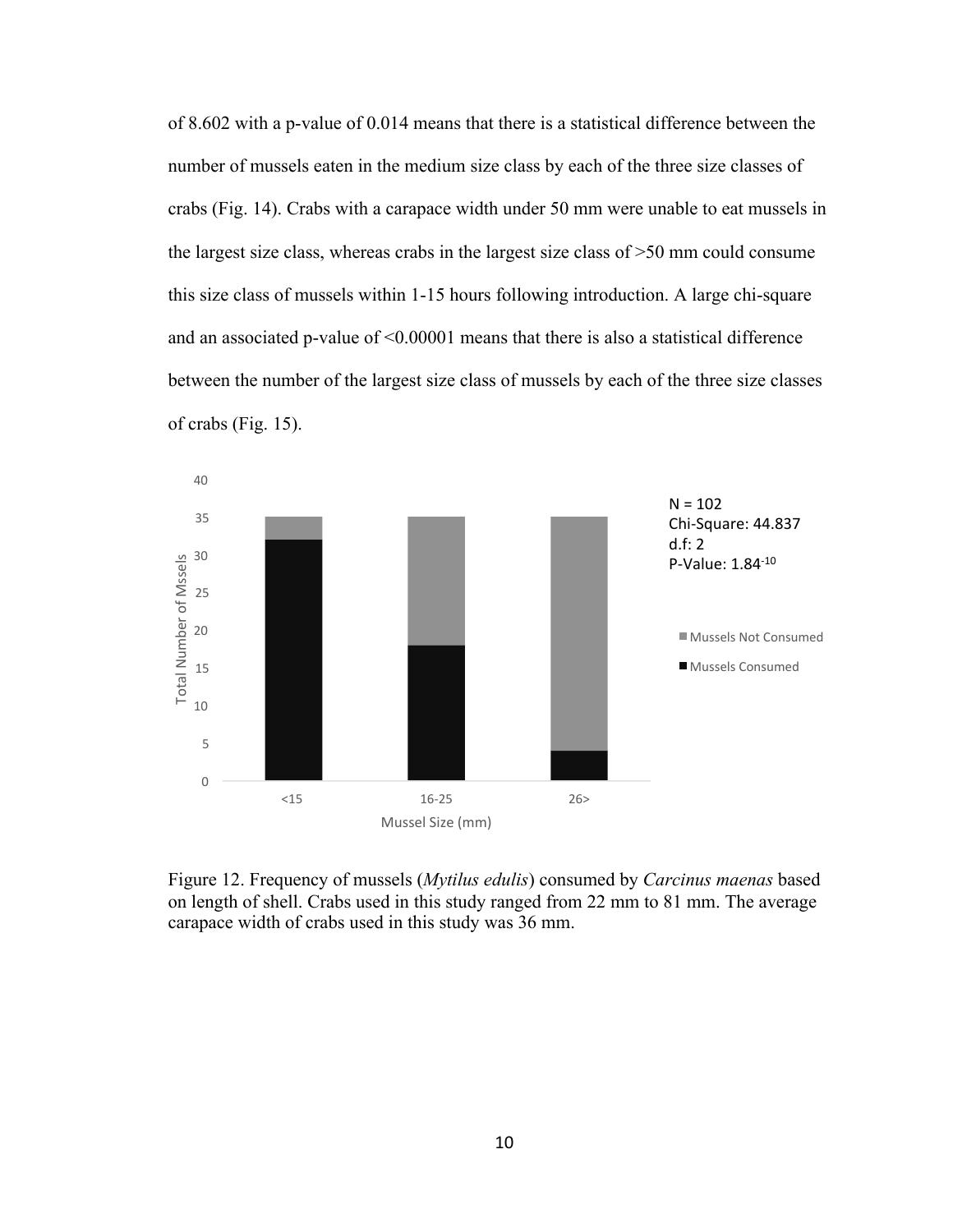of 8.602 with a p-value of 0.014 means that there is a statistical difference between the number of mussels eaten in the medium size class by each of the three size classes of crabs (Fig. 14). Crabs with a carapace width under 50 mm were unable to eat mussels in the largest size class, whereas crabs in the largest size class of >50 mm could consume this size class of mussels within 1-15 hours following introduction. A large chi-square and an associated p-value of <0.00001 means that there is also a statistical difference between the number of the largest size class of mussels by each of the three size classes of crabs (Fig. 15).

Figure 12. Frequency of mussels (*Mytilus edulis*) consumed by *Carcinus maenas* based on length of shell. Crabs used in this study ranged from 22 mm to 81 mm. The average carapace width of crabs used in this study was 36 mm.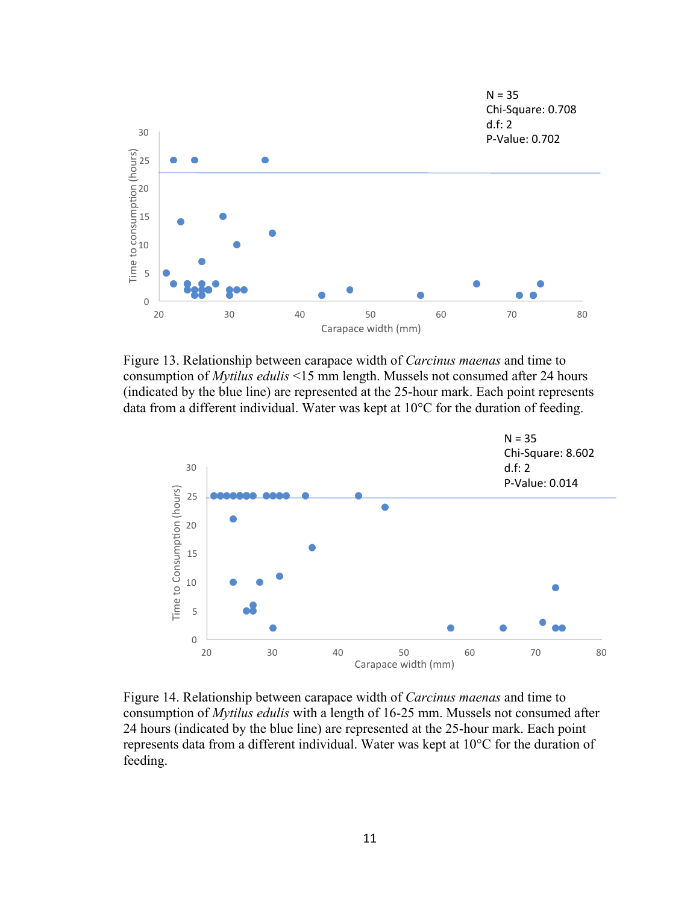N = 35
Chi-Square: 0.708
d.f: 2
P-Value: 0.702

Figure 13. Relationship between carapace width of *Carcinus maenas* and time to consumption of *Mytilus edulis* <15 mm length. Mussels not consumed after 24 hours (indicated by the blue line) are represented at the 25-hour mark. Each point represents data from a different individual. Water was kept at 10°C for the duration of feeding.

N = 35
Chi-Square: 8.602
d.f: 2
P-Value: 0.014

Figure 14. Relationship between carapace width of *Carcinus maenas* and time to consumption of *Mytilus edulis* with a length of 16-25 mm. Mussels not consumed after 24 hours (indicated by the blue line) are represented at the 25-hour mark. Each point represents data from a different individual. Water was kept at 10°C for the duration of feeding.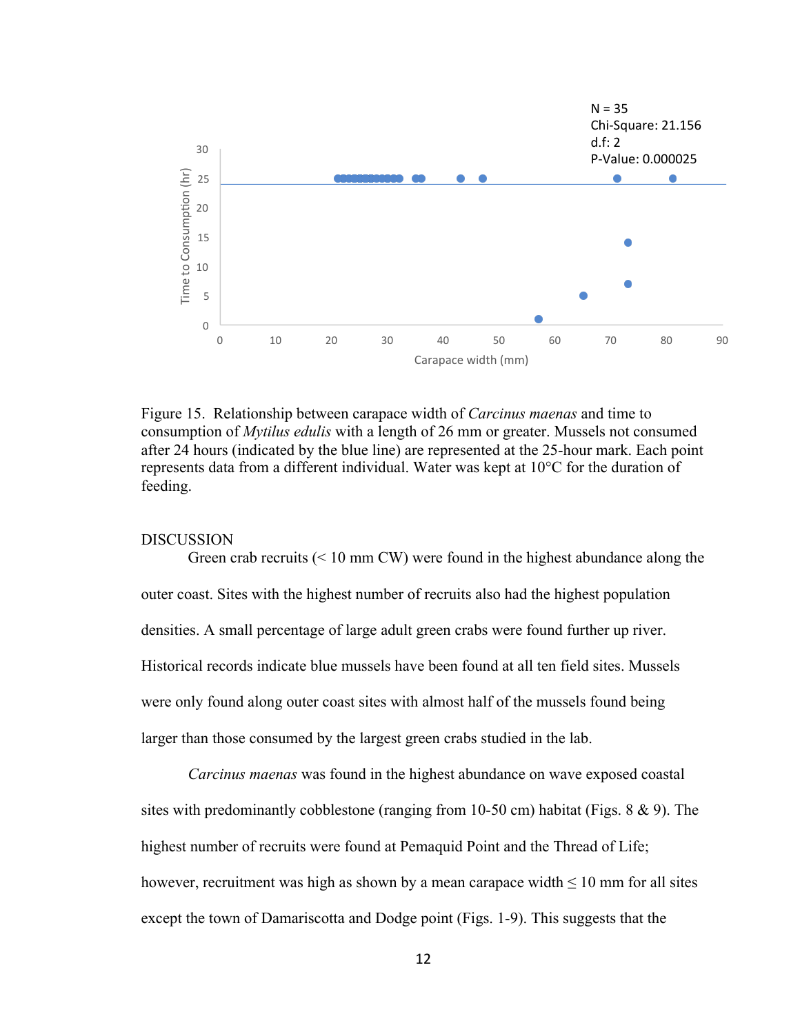Figure 15. Relationship between carapace width of *Carcinus maenas* and time to consumption of *Mytilus edulis* with a length of 26 mm or greater. Mussels not consumed after 24 hours (indicated by the blue line) are represented at the 25-hour mark. Each point represents data from a different individual. Water was kept at 10°C for the duration of feeding.

## DISCUSSION

Green crab recruits (< 10 mm CW) were found in the highest abundance along the outer coast. Sites with the highest number of recruits also had the highest population densities. A small percentage of large adult green crabs were found further up river. Historical records indicate blue mussels have been found at all ten field sites. Mussels were only found along outer coast sites with almost half of the mussels found being larger than those consumed by the largest green crabs studied in the lab.

*Carcinus maenas* was found in the highest abundance on wave exposed coastal sites with predominantly cobblestone (ranging from 10-50 cm) habitat (Figs. 8 & 9). The highest number of recruits were found at Pemaquid Point and the Thread of Life; however, recruitment was high as shown by a mean carapace width ≤ 10 mm for all sites except the town of Damariscotta and Dodge point (Figs. 1-9). This suggests that the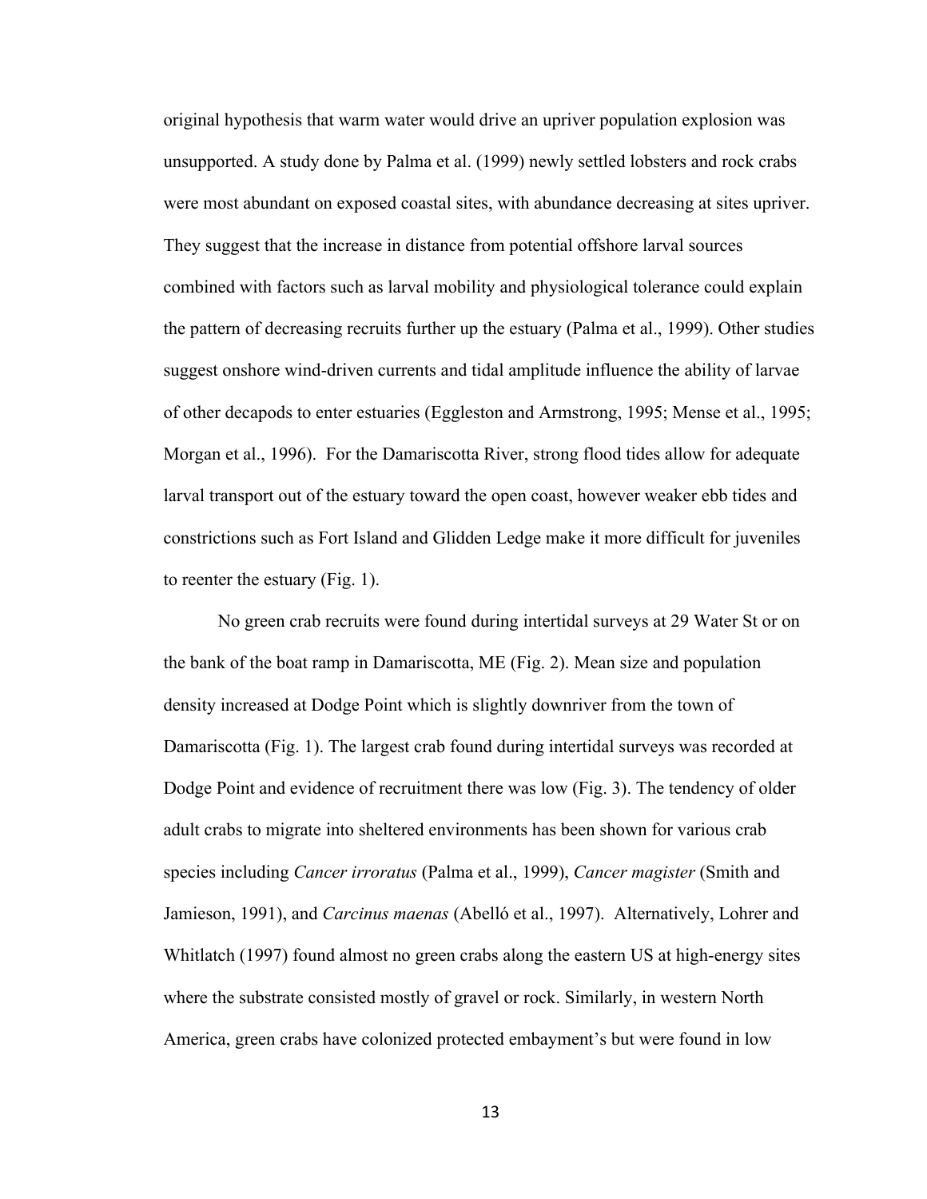original hypothesis that warm water would drive an upriver population explosion was unsupported. A study done by Palma et al. (1999) newly settled lobsters and rock crabs were most abundant on exposed coastal sites, with abundance decreasing at sites upriver. They suggest that the increase in distance from potential offshore larval sources combined with factors such as larval mobility and physiological tolerance could explain the pattern of decreasing recruits further up the estuary (Palma et al., 1999). Other studies suggest onshore wind-driven currents and tidal amplitude influence the ability of larvae of other decapods to enter estuaries (Eggleston and Armstrong, 1995; Mense et al., 1995; Morgan et al., 1996). For the Damariscotta River, strong flood tides allow for adequate larval transport out of the estuary toward the open coast, however weaker ebb tides and constrictions such as Fort Island and Glidden Ledge make it more difficult for juveniles to reenter the estuary (Fig. 1).

No green crab recruits were found during intertidal surveys at 29 Water St or on the bank of the boat ramp in Damariscotta, ME (Fig. 2). Mean size and population density increased at Dodge Point which is slightly downriver from the town of Damariscotta (Fig. 1). The largest crab found during intertidal surveys was recorded at Dodge Point and evidence of recruitment there was low (Fig. 3). The tendency of older adult crabs to migrate into sheltered environments has been shown for various crab species including *Cancer irroratus* (Palma et al., 1999), *Cancer magister* (Smith and Jamieson, 1991), and *Carcinus maenas* (Abelló et al., 1997). Alternatively, Lohrer and Whitlatch (1997) found almost no green crabs along the eastern US at high-energy sites where the substrate consisted mostly of gravel or rock. Similarly, in western North America, green crabs have colonized protected embayment's but were found in low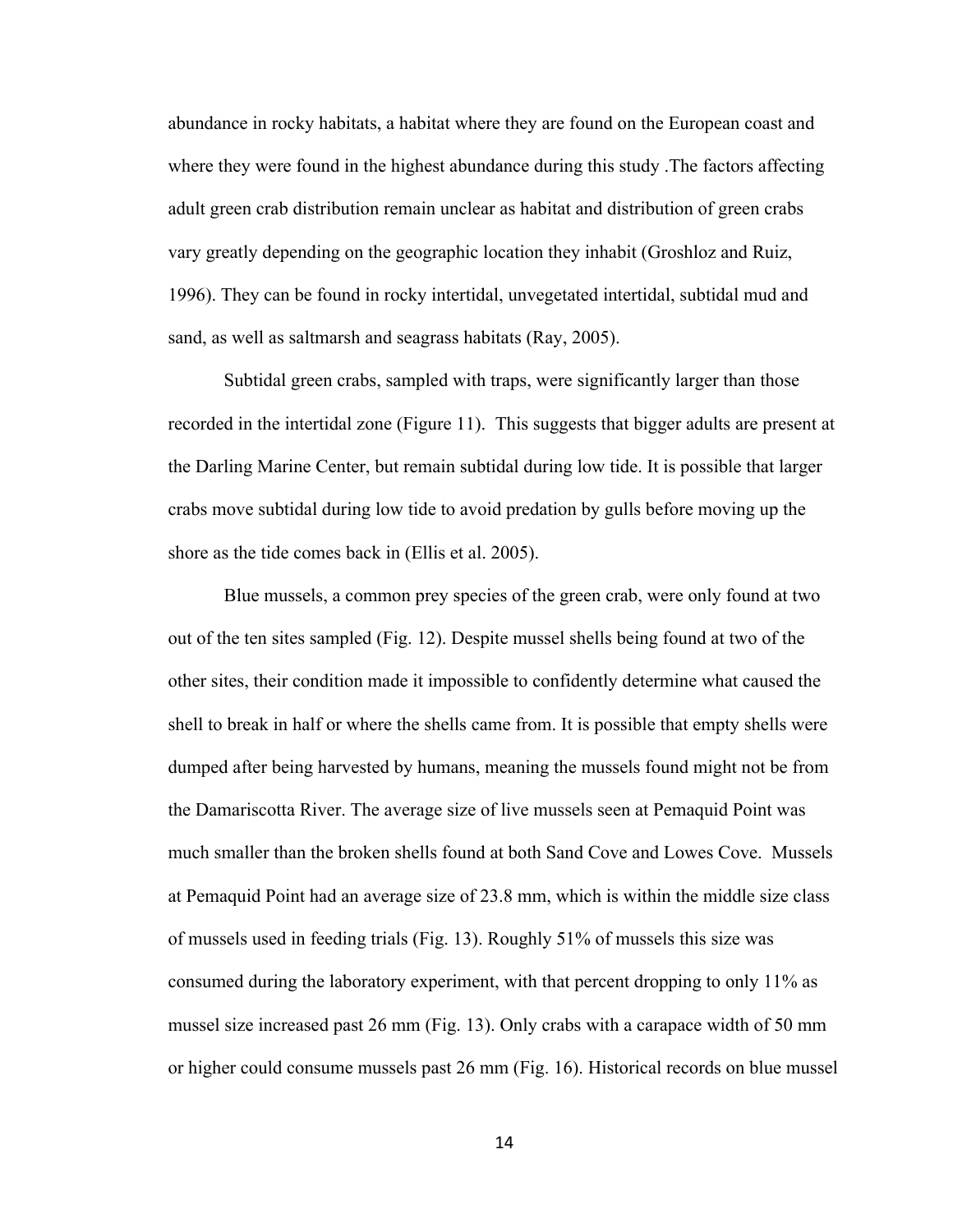abundance in rocky habitats, a habitat where they are found on the European coast and where they were found in the highest abundance during this study .The factors affecting adult green crab distribution remain unclear as habitat and distribution of green crabs vary greatly depending on the geographic location they inhabit (Groshloz and Ruiz, 1996). They can be found in rocky intertidal, unvegetated intertidal, subtidal mud and sand, as well as saltmarsh and seagrass habitats (Ray, 2005).

Subtidal green crabs, sampled with traps, were significantly larger than those recorded in the intertidal zone (Figure 11). This suggests that bigger adults are present at the Darling Marine Center, but remain subtidal during low tide. It is possible that larger crabs move subtidal during low tide to avoid predation by gulls before moving up the shore as the tide comes back in (Ellis et al. 2005).

Blue mussels, a common prey species of the green crab, were only found at two out of the ten sites sampled (Fig. 12). Despite mussel shells being found at two of the other sites, their condition made it impossible to confidently determine what caused the shell to break in half or where the shells came from. It is possible that empty shells were dumped after being harvested by humans, meaning the mussels found might not be from the Damariscotta River. The average size of live mussels seen at Pemaquid Point was much smaller than the broken shells found at both Sand Cove and Lowes Cove. Mussels at Pemaquid Point had an average size of 23.8 mm, which is within the middle size class of mussels used in feeding trials (Fig. 13). Roughly 51% of mussels this size was consumed during the laboratory experiment, with that percent dropping to only 11% as mussel size increased past 26 mm (Fig. 13). Only crabs with a carapace width of 50 mm or higher could consume mussels past 26 mm (Fig. 16). Historical records on blue mussel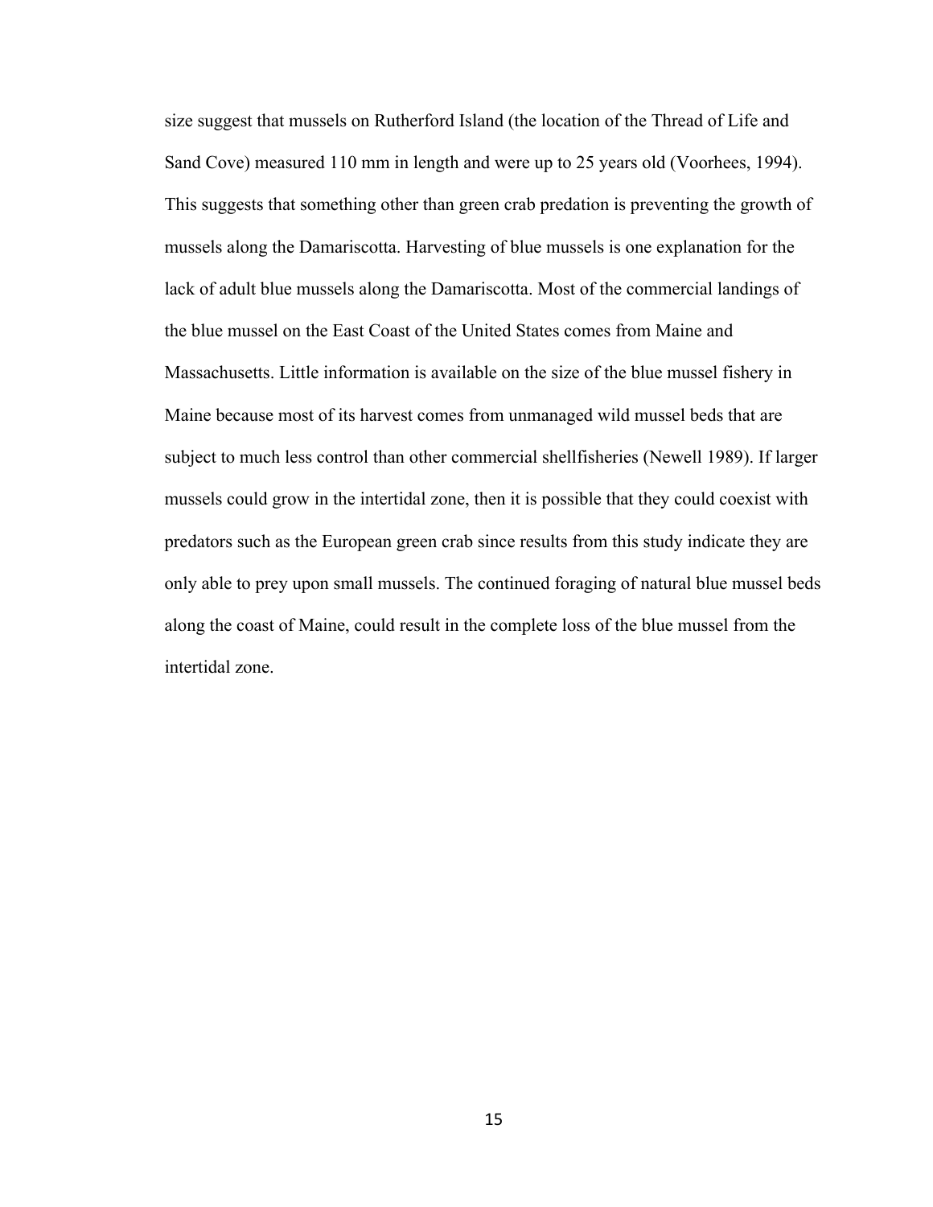size suggest that mussels on Rutherford Island (the location of the Thread of Life and Sand Cove) measured 110 mm in length and were up to 25 years old (Voorhees, 1994). This suggests that something other than green crab predation is preventing the growth of mussels along the Damariscotta. Harvesting of blue mussels is one explanation for the lack of adult blue mussels along the Damariscotta. Most of the commercial landings of the blue mussel on the East Coast of the United States comes from Maine and Massachusetts. Little information is available on the size of the blue mussel fishery in Maine because most of its harvest comes from unmanaged wild mussel beds that are subject to much less control than other commercial shellfisheries (Newell 1989). If larger mussels could grow in the intertidal zone, then it is possible that they could coexist with predators such as the European green crab since results from this study indicate they are only able to prey upon small mussels. The continued foraging of natural blue mussel beds along the coast of Maine, could result in the complete loss of the blue mussel from the intertidal zone.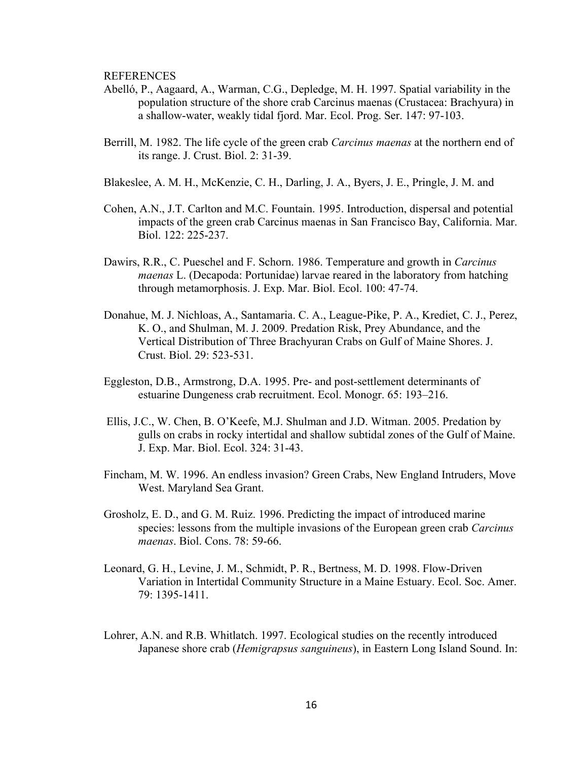REFERENCES

Abelló, P., Aagaard, A., Warman, C.G., Depledge, M. H. 1997. Spatial variability in the population structure of the shore crab Carcinus maenas (Crustacea: Brachyura) in a shallow-water, weakly tidal fjord. Mar. Ecol. Prog. Ser. 147: 97-103.

Berrill, M. 1982. The life cycle of the green crab *Carcinus maenas* at the northern end of its range. J. Crust. Biol. 2: 31-39.

Blakeslee, A. M. H., McKenzie, C. H., Darling, J. A., Byers, J. E., Pringle, J. M. and

Cohen, A.N., J.T. Carlton and M.C. Fountain. 1995. Introduction, dispersal and potential impacts of the green crab Carcinus maenas in San Francisco Bay, California. Mar. Biol. 122: 225-237.

Dawirs, R.R., C. Pueschel and F. Schorn. 1986. Temperature and growth in *Carcinus maenas* L. (Decapoda: Portunidae) larvae reared in the laboratory from hatching through metamorphosis. J. Exp. Mar. Biol. Ecol. 100: 47-74.

Donahue, M. J. Nichloas, A., Santamaria. C. A., League-Pike, P. A., Krediet, C. J., Perez, K. O., and Shulman, M. J. 2009. Predation Risk, Prey Abundance, and the Vertical Distribution of Three Brachyuran Crabs on Gulf of Maine Shores. J. Crust. Biol. 29: 523-531.

Eggleston, D.B., Armstrong, D.A. 1995. Pre- and post-settlement determinants of estuarine Dungeness crab recruitment. Ecol. Monogr. 65: 193–216.

Ellis, J.C., W. Chen, B. O'Keefe, M.J. Shulman and J.D. Witman. 2005. Predation by gulls on crabs in rocky intertidal and shallow subtidal zones of the Gulf of Maine. J. Exp. Mar. Biol. Ecol. 324: 31-43.

Fincham, M. W. 1996. An endless invasion? Green Crabs, New England Intruders, Move West. Maryland Sea Grant.

Grosholz, E. D., and G. M. Ruiz. 1996. Predicting the impact of introduced marine species: lessons from the multiple invasions of the European green crab *Carcinus maenas*. Biol. Cons. 78: 59-66.

Leonard, G. H., Levine, J. M., Schmidt, P. R., Bertness, M. D. 1998. Flow-Driven Variation in Intertidal Community Structure in a Maine Estuary. Ecol. Soc. Amer. 79: 1395-1411.

Lohrer, A.N. and R.B. Whitlatch. 1997. Ecological studies on the recently introduced Japanese shore crab (*Hemigrapsus sanguineus*), in Eastern Long Island Sound. In: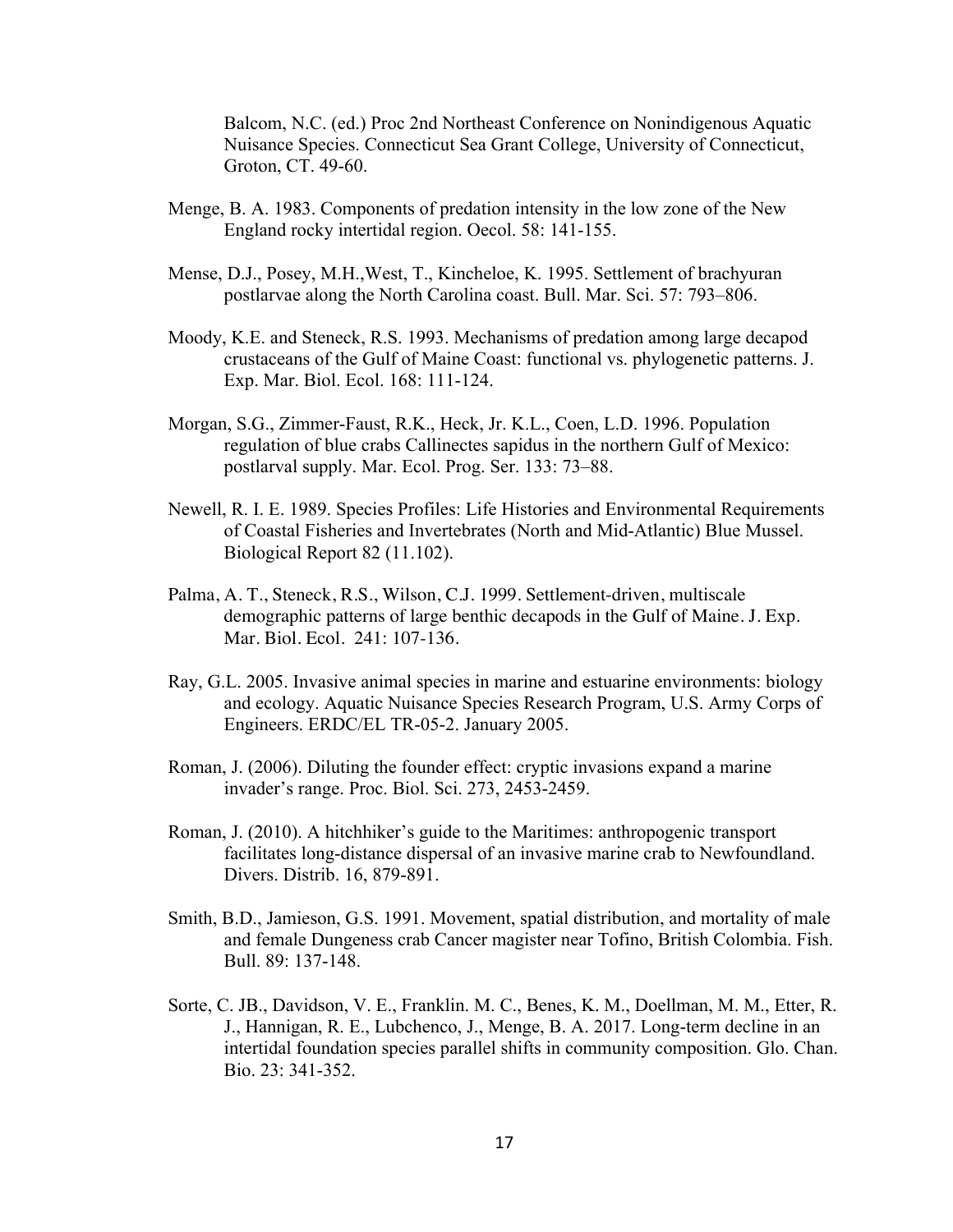Balcom, N.C. (ed.) Proc 2nd Northeast Conference on Nonindigenous Aquatic Nuisance Species. Connecticut Sea Grant College, University of Connecticut, Groton, CT. 49-60.

Menge, B. A. 1983. Components of predation intensity in the low zone of the New England rocky intertidal region. Oecol. 58: 141-155.

Mense, D.J., Posey, M.H.,West, T., Kincheloe, K. 1995. Settlement of brachyuran postlarvae along the North Carolina coast. Bull. Mar. Sci. 57: 793–806.

Moody, K.E. and Steneck, R.S. 1993. Mechanisms of predation among large decapod crustaceans of the Gulf of Maine Coast: functional vs. phylogenetic patterns. J. Exp. Mar. Biol. Ecol. 168: 111-124.

Morgan, S.G., Zimmer-Faust, R.K., Heck, Jr. K.L., Coen, L.D. 1996. Population regulation of blue crabs Callinectes sapidus in the northern Gulf of Mexico: postlarval supply. Mar. Ecol. Prog. Ser. 133: 73–88.

Newell, R. I. E. 1989. Species Profiles: Life Histories and Environmental Requirements of Coastal Fisheries and Invertebrates (North and Mid-Atlantic) Blue Mussel. Biological Report 82 (11.102).

Palma, A. T., Steneck, R.S., Wilson, C.J. 1999. Settlement-driven, multiscale demographic patterns of large benthic decapods in the Gulf of Maine. J. Exp. Mar. Biol. Ecol. 241: 107-136.

Ray, G.L. 2005. Invasive animal species in marine and estuarine environments: biology and ecology. Aquatic Nuisance Species Research Program, U.S. Army Corps of Engineers. ERDC/EL TR-05-2. January 2005.

Roman, J. (2006). Diluting the founder effect: cryptic invasions expand a marine invader's range. Proc. Biol. Sci. 273, 2453-2459.

Roman, J. (2010). A hitchhiker's guide to the Maritimes: anthropogenic transport facilitates long-distance dispersal of an invasive marine crab to Newfoundland. Divers. Distrib. 16, 879-891.

Smith, B.D., Jamieson, G.S. 1991. Movement, spatial distribution, and mortality of male and female Dungeness crab Cancer magister near Tofino, British Colombia. Fish. Bull. 89: 137-148.

Sorte, C. JB., Davidson, V. E., Franklin. M. C., Benes, K. M., Doellman, M. M., Etter, R. J., Hannigan, R. E., Lubchenco, J., Menge, B. A. 2017. Long-term decline in an intertidal foundation species parallel shifts in community composition. Glo. Chan. Bio. 23: 341-352.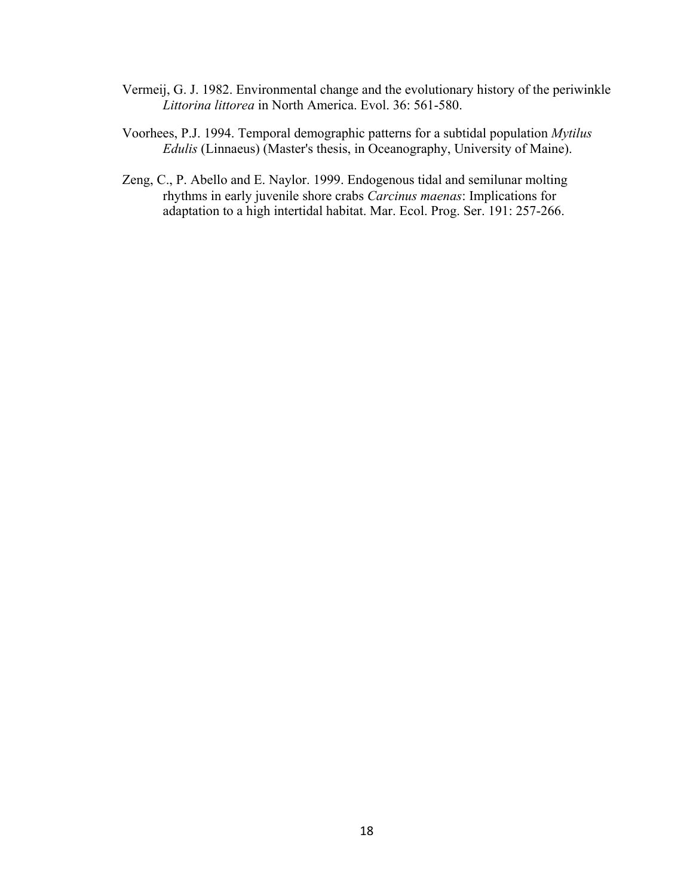Vermeij, G. J. 1982. Environmental change and the evolutionary history of the periwinkle *Littorina littorea* in North America. Evol. 36: 561-580.

Voorhees, P.J. 1994. Temporal demographic patterns for a subtidal population *Mytilus Edulis* (Linnaeus) (Master's thesis, in Oceanography, University of Maine).

Zeng, C., P. Abello and E. Naylor. 1999. Endogenous tidal and semilunar molting rhythms in early juvenile shore crabs *Carcinus maenas*: Implications for adaptation to a high intertidal habitat. Mar. Ecol. Prog. Ser. 191: 257-266.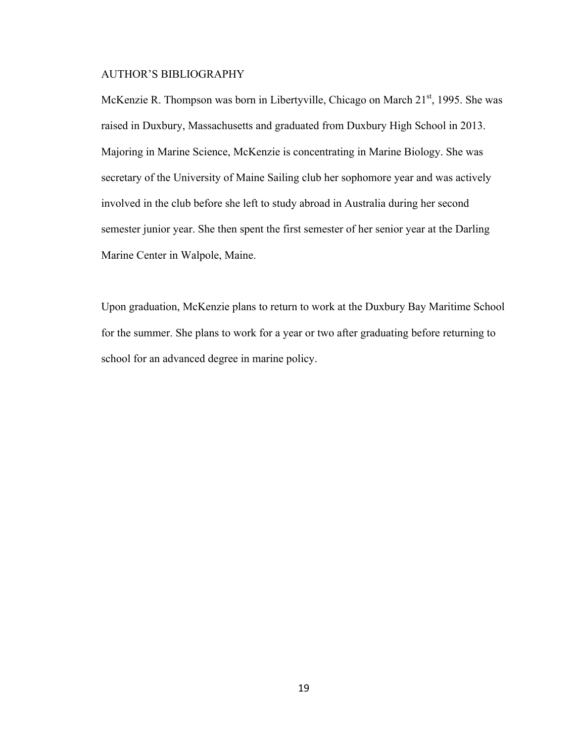## AUTHOR'S BIBLIOGRAPHY

McKenzie R. Thompson was born in Libertyville, Chicago on March 21st, 1995. She was raised in Duxbury, Massachusetts and graduated from Duxbury High School in 2013. Majoring in Marine Science, McKenzie is concentrating in Marine Biology. She was secretary of the University of Maine Sailing club her sophomore year and was actively involved in the club before she left to study abroad in Australia during her second semester junior year. She then spent the first semester of her senior year at the Darling Marine Center in Walpole, Maine.

Upon graduation, McKenzie plans to return to work at the Duxbury Bay Maritime School for the summer. She plans to work for a year or two after graduating before returning to school for an advanced degree in marine policy.